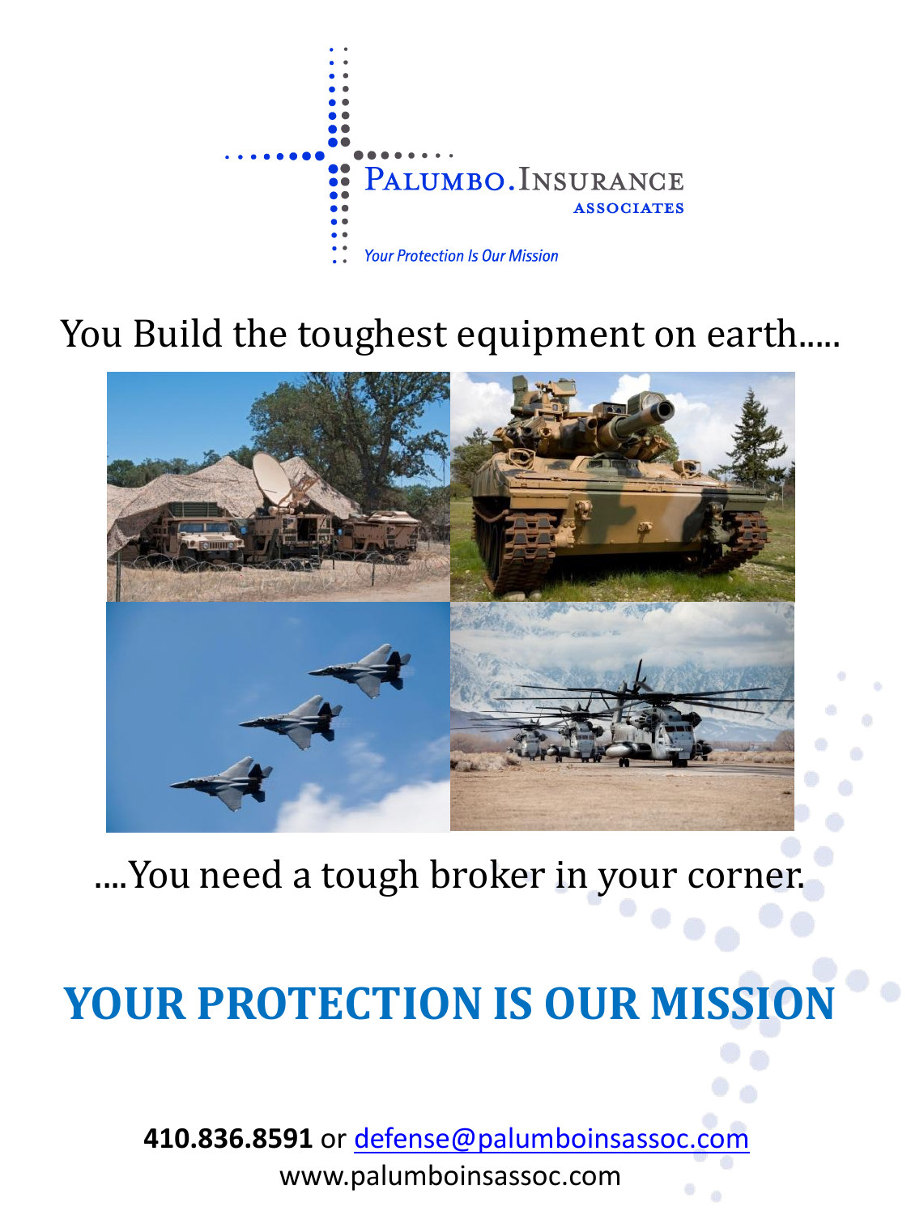Palumbo.Insurance
Associates

*Your Protection Is Our Mission*

You Build the toughest equipment on earth.....

....You need a tough broker in your corner.

# YOUR PROTECTION IS OUR MISSION

**410.836.8591** or defense@palumboinsassoc.com
www.palumboinsassoc.com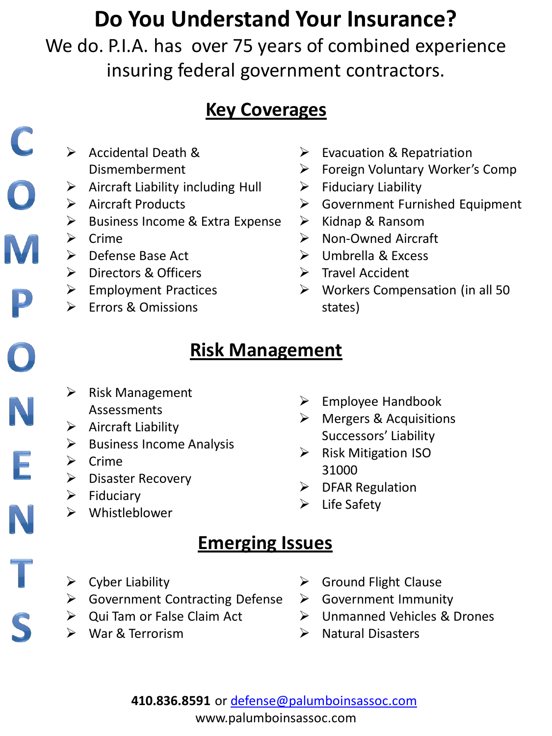# Do You Understand Your Insurance?

We do. P.I.A. has over 75 years of combined experience insuring federal government contractors.

COMPONENTS

## Key Coverages

- Accidental Death & Dismemberment
- Aircraft Liability including Hull
- Aircraft Products
- Business Income & Extra Expense
- Crime
- Defense Base Act
- Directors & Officers
- Employment Practices
- Errors & Omissions
- Evacuation & Repatriation
- Foreign Voluntary Worker's Comp
- Fiduciary Liability
- Government Furnished Equipment
- Kidnap & Ransom
- Non-Owned Aircraft
- Umbrella & Excess
- Travel Accident
- Workers Compensation (in all 50 states)

## Risk Management

- Risk Management Assessments
- Aircraft Liability
- Business Income Analysis
- Crime
- Disaster Recovery
- Fiduciary
- Whistleblower
- Employee Handbook
- Mergers & Acquisitions Successors' Liability
- Risk Mitigation ISO 31000
- DFAR Regulation
- Life Safety

## Emerging Issues

- Cyber Liability
- Government Contracting Defense
- Qui Tam or False Claim Act
- War & Terrorism
- Ground Flight Clause
- Government Immunity
- Unmanned Vehicles & Drones
- Natural Disasters

**410.836.8591** or defense@palumboinsassoc.com
www.palumboinsassoc.com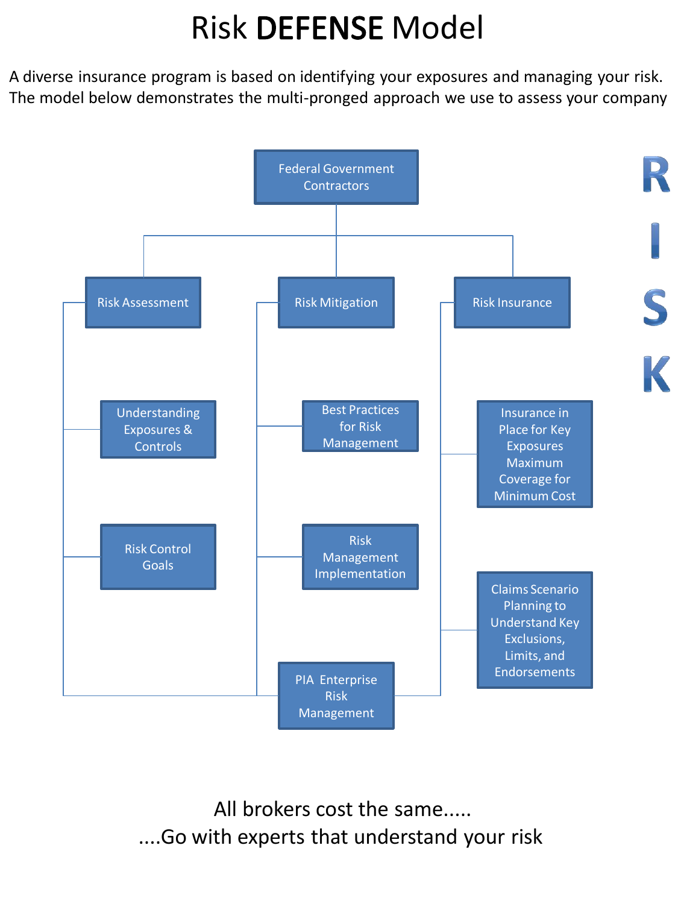# Risk **DEFENSE** Model

A diverse insurance program is based on identifying your exposures and managing your risk. The model below demonstrates the multi-pronged approach we use to assess your company

- **Federal Government Contractors**
  - **Risk Assessment**
    - Understanding Exposures & Controls
    - Risk Control Goals
  - **Risk Mitigation**
    - Best Practices for Risk Management
    - Risk Management Implementation
  - **Risk Insurance**
    - Insurance in Place for Key Exposures Maximum Coverage for Minimum Cost
    - Claims Scenario Planning to Understand Key Exclusions, Limits, and Endorsements
  - **PIA Enterprise Risk Management**

R
I
S
K

All brokers cost the same.....
....Go with experts that understand your risk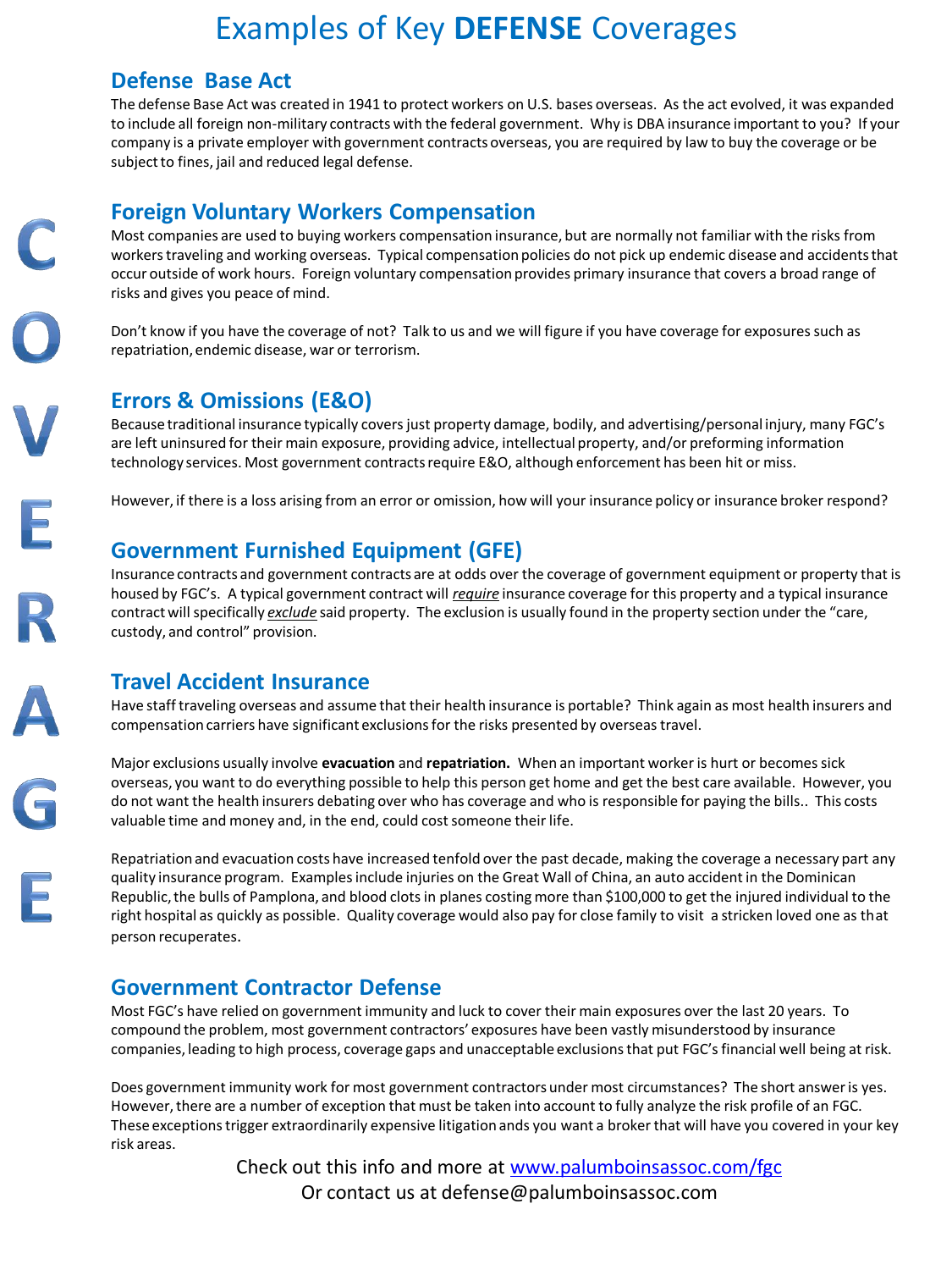# Examples of Key **DEFENSE** Coverages

COVERAGE

## Defense Base Act

The defense Base Act was created in 1941 to protect workers on U.S. bases overseas. As the act evolved, it was expanded to include all foreign non-military contracts with the federal government. Why is DBA insurance important to you? If your company is a private employer with government contracts overseas, you are required by law to buy the coverage or be subject to fines, jail and reduced legal defense.

## Foreign Voluntary Workers Compensation

Most companies are used to buying workers compensation insurance, but are normally not familiar with the risks from workers traveling and working overseas. Typical compensation policies do not pick up endemic disease and accidents that occur outside of work hours. Foreign voluntary compensation provides primary insurance that covers a broad range of risks and gives you peace of mind.

Don't know if you have the coverage of not? Talk to us and we will figure if you have coverage for exposures such as repatriation, endemic disease, war or terrorism.

## Errors & Omissions (E&O)

Because traditional insurance typically covers just property damage, bodily, and advertising/personal injury, many FGC's are left uninsured for their main exposure, providing advice, intellectual property, and/or preforming information technology services. Most government contracts require E&O, although enforcement has been hit or miss.

However, if there is a loss arising from an error or omission, how will your insurance policy or insurance broker respond?

## Government Furnished Equipment (GFE)

Insurance contracts and government contracts are at odds over the coverage of government equipment or property that is housed by FGC's. A typical government contract will ***require*** insurance coverage for this property and a typical insurance contract will specifically ***exclude*** said property. The exclusion is usually found in the property section under the "care, custody, and control" provision.

## Travel Accident Insurance

Have staff traveling overseas and assume that their health insurance is portable? Think again as most health insurers and compensation carriers have significant exclusions for the risks presented by overseas travel.

Major exclusions usually involve **evacuation** and **repatriation.** When an important worker is hurt or becomes sick overseas, you want to do everything possible to help this person get home and get the best care available. However, you do not want the health insurers debating over who has coverage and who is responsible for paying the bills.. This costs valuable time and money and, in the end, could cost someone their life.

Repatriation and evacuation costs have increased tenfold over the past decade, making the coverage a necessary part any quality insurance program. Examples include injuries on the Great Wall of China, an auto accident in the Dominican Republic, the bulls of Pamplona, and blood clots in planes costing more than $100,000 to get the injured individual to the right hospital as quickly as possible. Quality coverage would also pay for close family to visit a stricken loved one as that person recuperates.

## Government Contractor Defense

Most FGC's have relied on government immunity and luck to cover their main exposures over the last 20 years. To compound the problem, most government contractors' exposures have been vastly misunderstood by insurance companies, leading to high process, coverage gaps and unacceptable exclusions that put FGC's financial well being at risk.

Does government immunity work for most government contractors under most circumstances? The short answer is yes. However, there are a number of exception that must be taken into account to fully analyze the risk profile of an FGC. These exceptions trigger extraordinarily expensive litigation ands you want a broker that will have you covered in your key risk areas.

Check out this info and more at www.palumboinsassoc.com/fgc
Or contact us at defense@palumboinsassoc.com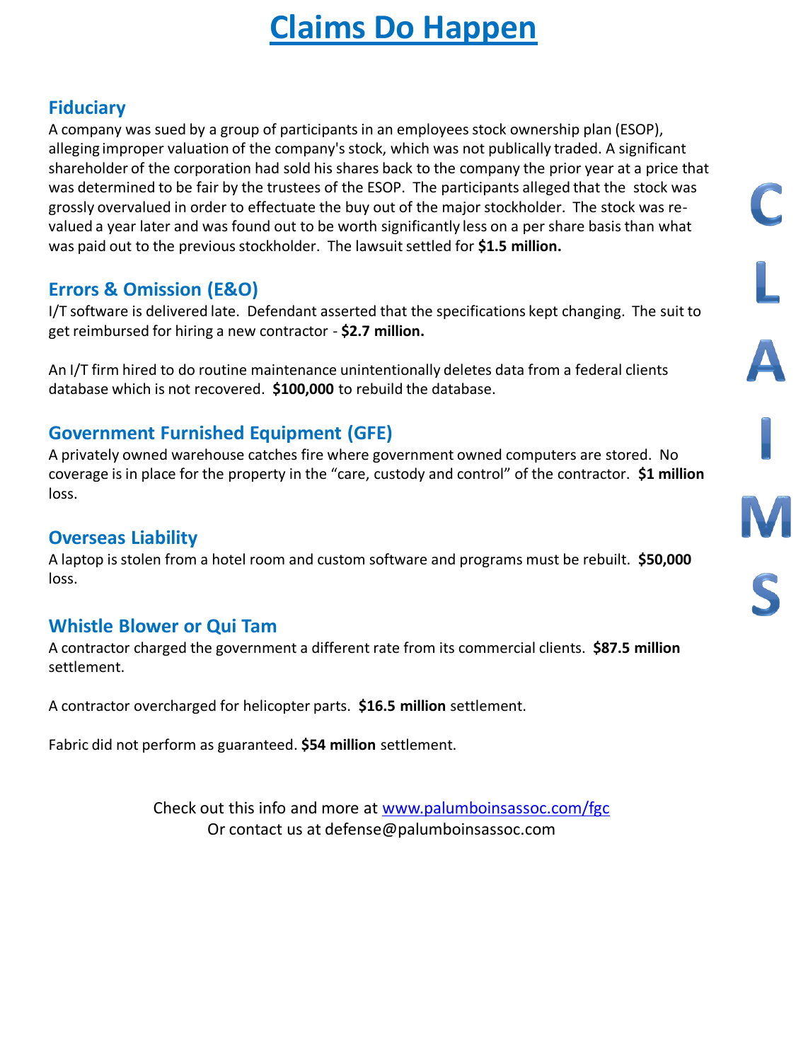# Claims Do Happen

## Fiduciary

A company was sued by a group of participants in an employees stock ownership plan (ESOP), alleging improper valuation of the company's stock, which was not publically traded. A significant shareholder of the corporation had sold his shares back to the company the prior year at a price that was determined to be fair by the trustees of the ESOP. The participants alleged that the stock was grossly overvalued in order to effectuate the buy out of the major stockholder. The stock was re-valued a year later and was found out to be worth significantly less on a per share basis than what was paid out to the previous stockholder. The lawsuit settled for **$1.5 million.**

## Errors & Omission (E&O)

I/T software is delivered late. Defendant asserted that the specifications kept changing. The suit to get reimbursed for hiring a new contractor - **$2.7 million.**

An I/T firm hired to do routine maintenance unintentionally deletes data from a federal clients database which is not recovered. **$100,000** to rebuild the database.

## Government Furnished Equipment (GFE)

A privately owned warehouse catches fire where government owned computers are stored. No coverage is in place for the property in the "care, custody and control" of the contractor. **$1 million** loss.

## Overseas Liability

A laptop is stolen from a hotel room and custom software and programs must be rebuilt. **$50,000** loss.

## Whistle Blower or Qui Tam

A contractor charged the government a different rate from its commercial clients. **$87.5 million** settlement.

A contractor overcharged for helicopter parts. **$16.5 million** settlement.

Fabric did not perform as guaranteed. **$54 million** settlement.

CLAIMS

Check out this info and more at www.palumboinsassoc.com/fgc
Or contact us at defense@palumboinsassoc.com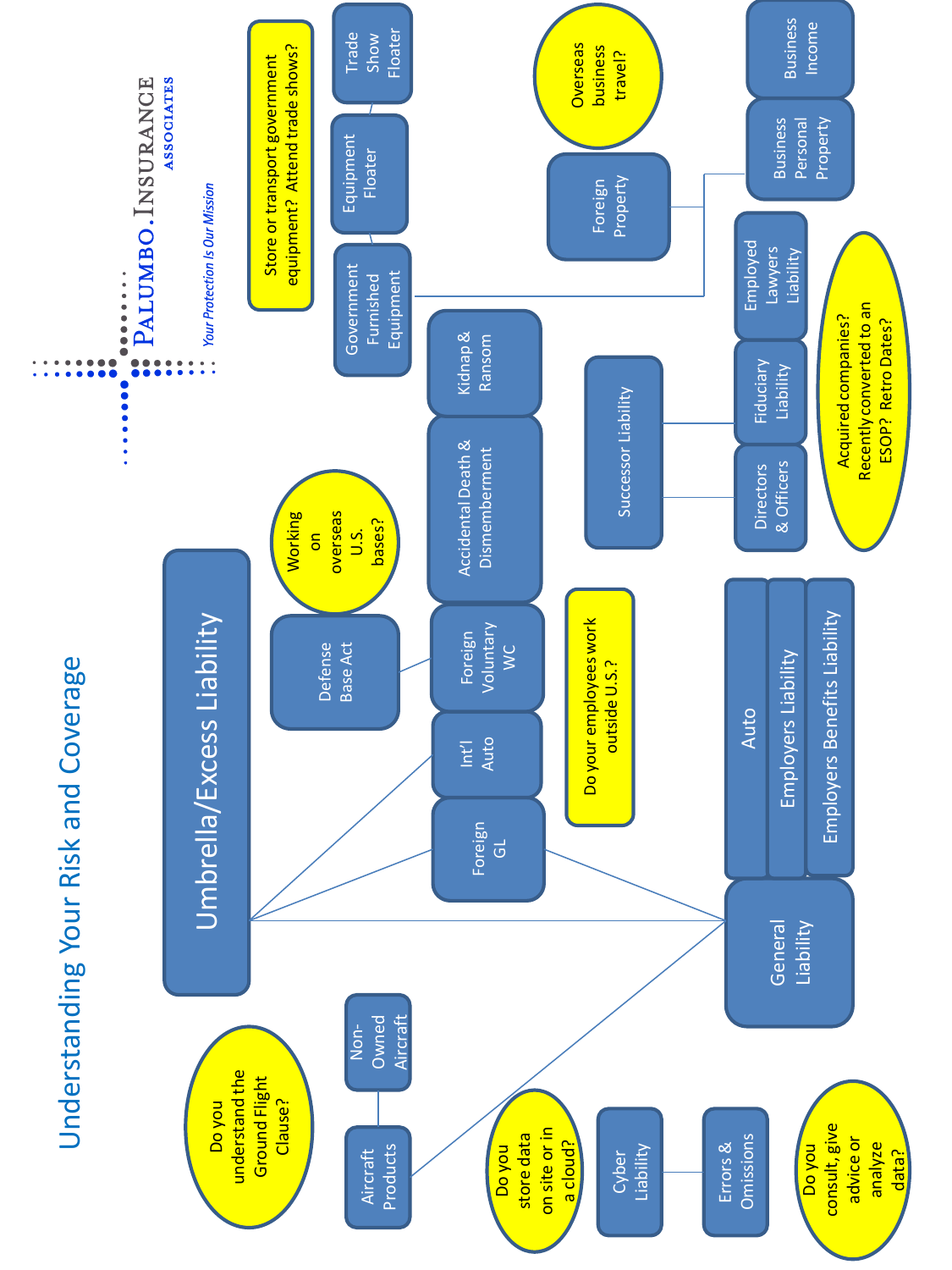# Understanding Your Risk and Coverage

**PALUMBO.INSURANCE ASSOCIATES**

*Your Protection Is Our Mission*

- Umbrella/Excess Liability
  - Foreign GL
  - Int'l Auto
  - General Liability
  - Aircraft Products
    - Non-Owned Aircraft
    - Do you understand the Ground Flight Clause?
- General Liability
  - Auto
  - Employers Liability
  - Employers Benefits Liability
- Foreign Voluntary WC
  - Defense Base Act
    - Working on overseas U.S. bases?
- Accidental Death & Dismemberment
- Kidnap & Ransom
- Do your employees work outside U.S.?
- Government Furnished Equipment
  - Equipment Floater
  - Trade Show Floater
  - Store or transport government equipment? Attend trade shows?
- Foreign Property
  - Business Personal Property
  - Business Income
  - Overseas business travel?
- Successor Liability
  - Directors & Officers
  - Fiduciary Liability
  - Employed Lawyers Liability
  - Acquired companies? Recently converted to an ESOP? Retro Dates?
- Cyber Liability
  - Do you store data on site or in a cloud?
- Errors & Omissions
  - Do you consult, give advice or analyze data?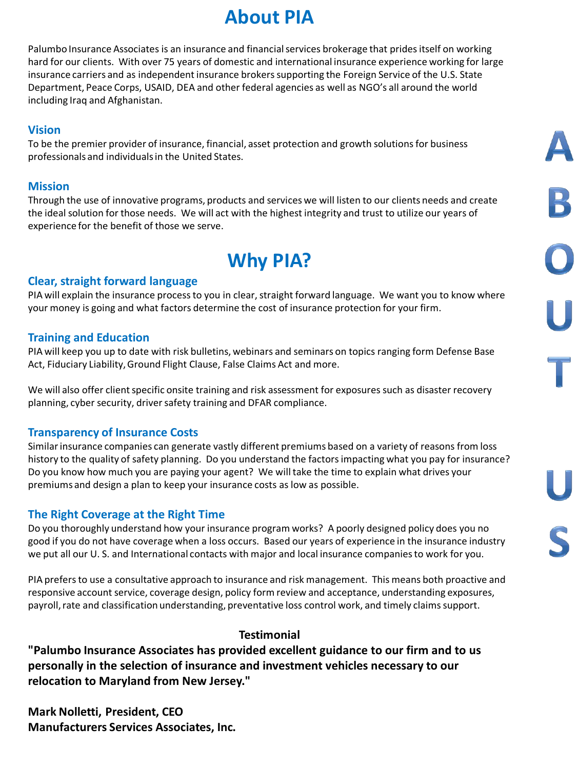# About PIA

Palumbo Insurance Associates is an insurance and financial services brokerage that prides itself on working hard for our clients. With over 75 years of domestic and international insurance experience working for large insurance carriers and as independent insurance brokers supporting the Foreign Service of the U.S. State Department, Peace Corps, USAID, DEA and other federal agencies as well as NGO's all around the world including Iraq and Afghanistan.

### Vision

To be the premier provider of insurance, financial, asset protection and growth solutions for business professionals and individuals in the United States.

### Mission

Through the use of innovative programs, products and services we will listen to our clients needs and create the ideal solution for those needs. We will act with the highest integrity and trust to utilize our years of experience for the benefit of those we serve.

# Why PIA?

### Clear, straight forward language

PIA will explain the insurance process to you in clear, straight forward language. We want you to know where your money is going and what factors determine the cost of insurance protection for your firm.

### Training and Education

PIA will keep you up to date with risk bulletins, webinars and seminars on topics ranging form Defense Base Act, Fiduciary Liability, Ground Flight Clause, False Claims Act and more.

We will also offer client specific onsite training and risk assessment for exposures such as disaster recovery planning, cyber security, driver safety training and DFAR compliance.

### Transparency of Insurance Costs

Similar insurance companies can generate vastly different premiums based on a variety of reasons from loss history to the quality of safety planning. Do you understand the factors impacting what you pay for insurance? Do you know how much you are paying your agent? We will take the time to explain what drives your premiums and design a plan to keep your insurance costs as low as possible.

### The Right Coverage at the Right Time

Do you thoroughly understand how your insurance program works? A poorly designed policy does you no good if you do not have coverage when a loss occurs. Based our years of experience in the insurance industry we put all our U. S. and International contacts with major and local insurance companies to work for you.

PIA prefers to use a consultative approach to insurance and risk management. This means both proactive and responsive account service, coverage design, policy form review and acceptance, understanding exposures, payroll, rate and classification understanding, preventative loss control work, and timely claims support.

**Testimonial**

**"Palumbo Insurance Associates has provided excellent guidance to our firm and to us personally in the selection of insurance and investment vehicles necessary to our relocation to Maryland from New Jersey."**

**Mark Nolletti, President, CEO**
**Manufacturers Services Associates, Inc.**

ABOUT US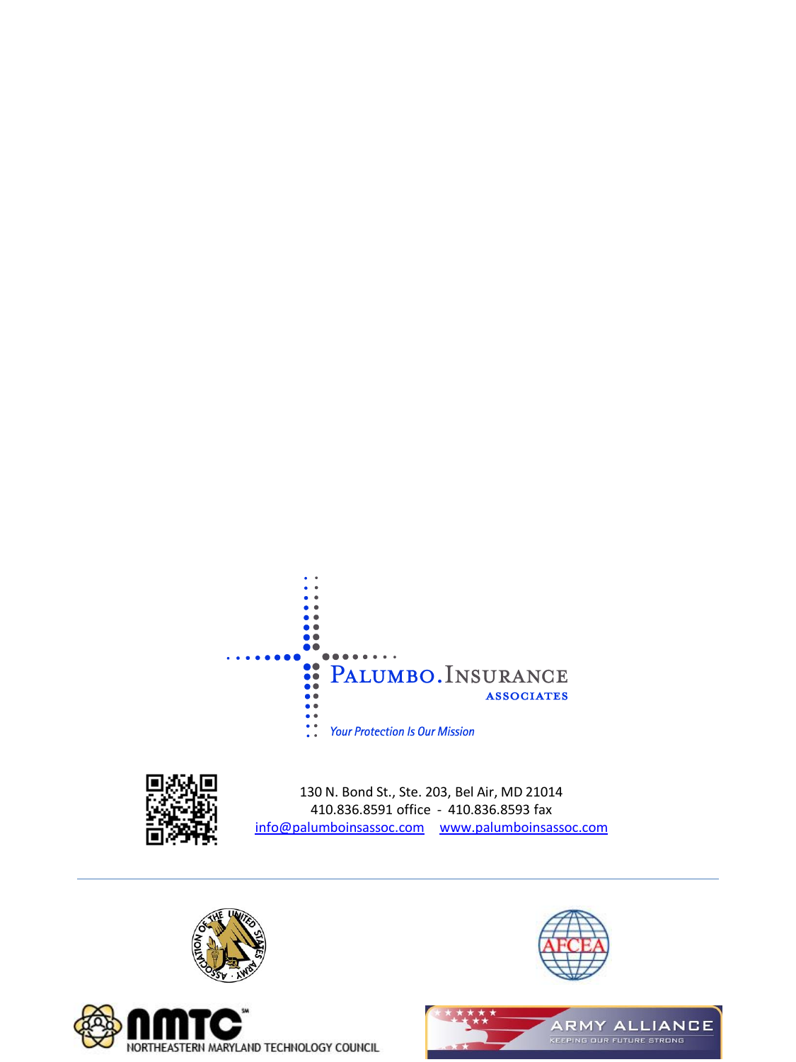PALUMBO.INSURANCE

ASSOCIATES

*Your Protection Is Our Mission*

130 N. Bond St., Ste. 203, Bel Air, MD 21014
410.836.8591 office - 410.836.8593 fax
info@palumboinsassoc.com www.palumboinsassoc.com

---

NMTC NORTHEASTERN MARYLAND TECHNOLOGY COUNCIL

AFCEA

ARMY ALLIANCE KEEPING OUR FUTURE STRONG